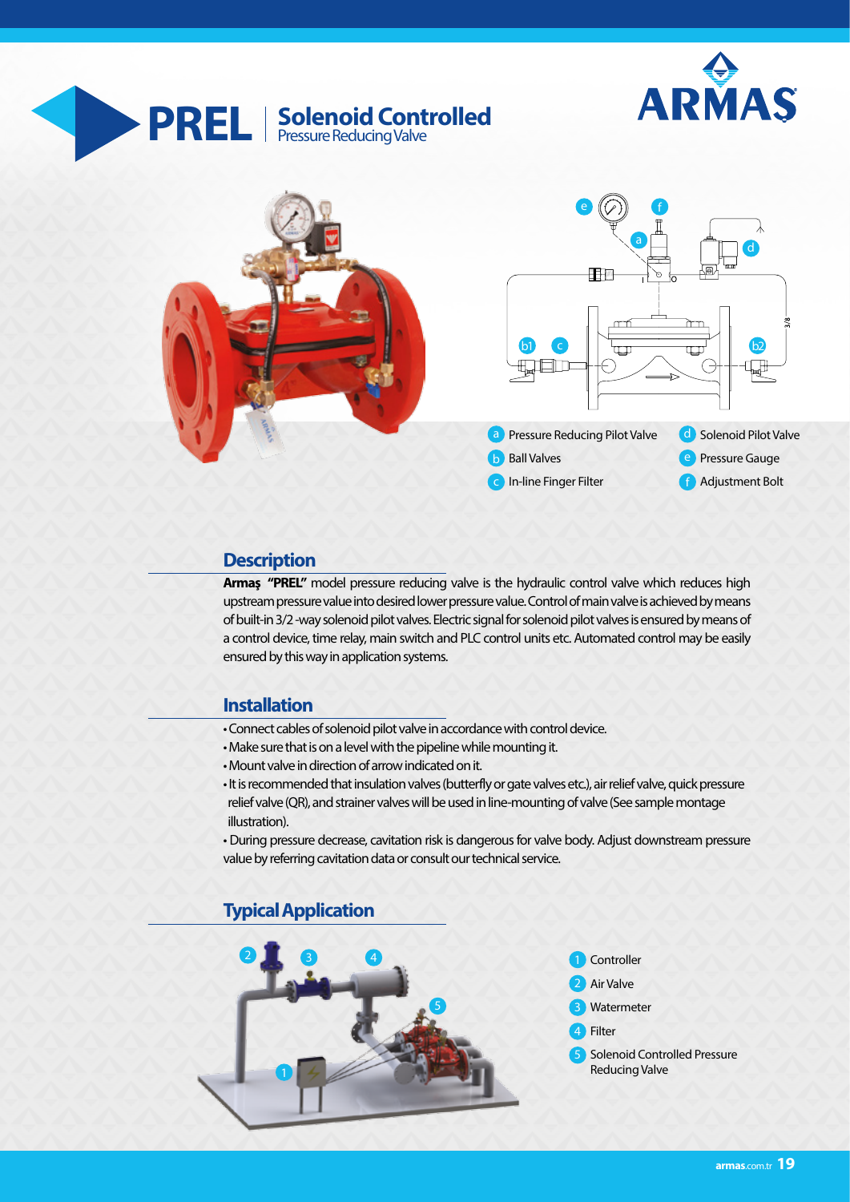# PREL | Solenoid Controlled
Pressure Reducing Valve

ARMAŞ

a Pressure Reducing Pilot Valve
b Ball Valves
c In-line Finger Filter
d Solenoid Pilot Valve
e Pressure Gauge
f Adjustment Bolt

## Description

**Armaş "PREL"** model pressure reducing valve is the hydraulic control valve which reduces high upstream pressure value into desired lower pressure value. Control of main valve is achieved by means of built-in 3/2 -way solenoid pilot valves. Electric signal for solenoid pilot valves is ensured by means of a control device, time relay, main switch and PLC control units etc. Automated control may be easily ensured by this way in application systems.

## Installation

- Connect cables of solenoid pilot valve in accordance with control device.
- Make sure that is on a level with the pipeline while mounting it.
- Mount valve in direction of arrow indicated on it.
- It is recommended that insulation valves (butterfly or gate valves etc.), air relief valve, quick pressure relief valve (QR), and strainer valves will be used in line-mounting of valve (See sample montage illustration).
- During pressure decrease, cavitation risk is dangerous for valve body. Adjust downstream pressure value by referring cavitation data or consult our technical service.

## Typical Application

1 Controller
2 Air Valve
3 Watermeter
4 Filter
5 Solenoid Controlled Pressure Reducing Valve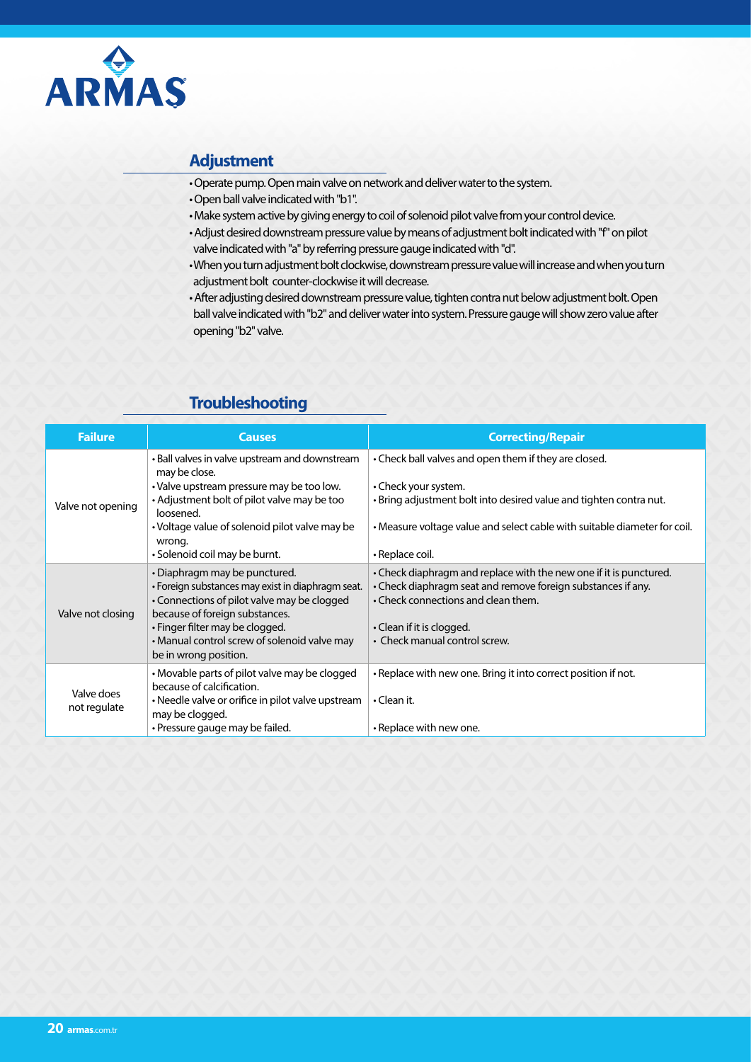ARMAS

## Adjustment

- Operate pump. Open main valve on network and deliver water to the system.
- Open ball valve indicated with "b1".
- Make system active by giving energy to coil of solenoid pilot valve from your control device.
- Adjust desired downstream pressure value by means of adjustment bolt indicated with "f" on pilot valve indicated with "a" by referring pressure gauge indicated with "d".
- When you turn adjustment bolt clockwise, downstream pressure value will increase and when you turn adjustment bolt counter-clockwise it will decrease.
- After adjusting desired downstream pressure value, tighten contra nut below adjustment bolt. Open ball valve indicated with "b2" and deliver water into system. Pressure gauge will show zero value after opening "b2" valve.

## Troubleshooting

| Failure | Causes | Correcting/Repair |
|---|---|---|
| Valve not opening | • Ball valves in valve upstream and downstream may be close.<br>• Valve upstream pressure may be too low.<br>• Adjustment bolt of pilot valve may be too loosened.<br>• Voltage value of solenoid pilot valve may be wrong.<br>• Solenoid coil may be burnt. | • Check ball valves and open them if they are closed.<br>• Check your system.<br>• Bring adjustment bolt into desired value and tighten contra nut.<br>• Measure voltage value and select cable with suitable diameter for coil.<br>• Replace coil. |
| Valve not closing | • Diaphragm may be punctured.<br>• Foreign substances may exist in diaphragm seat.<br>• Connections of pilot valve may be clogged because of foreign substances.<br>• Finger filter may be clogged.<br>• Manual control screw of solenoid valve may be in wrong position. | • Check diaphragm and replace with the new one if it is punctured.<br>• Check diaphragm seat and remove foreign substances if any.<br>• Check connections and clean them.<br>• Clean if it is clogged.<br>• Check manual control screw. |
| Valve does not regulate | • Movable parts of pilot valve may be clogged because of calcification.<br>• Needle valve or orifice in pilot valve upstream may be clogged.<br>• Pressure gauge may be failed. | • Replace with new one. Bring it into correct position if not.<br>• Clean it.<br>• Replace with new one. |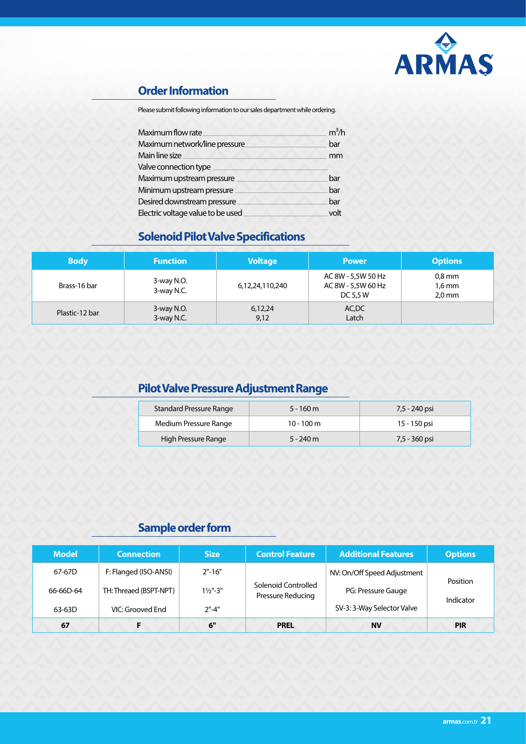ARMAS

## Order Information

Please submit following information to our sales department while ordering.

Maximum flow rate ______________________ $m^3/h$
Maximum network/line pressure ______________________ bar
Main line size ______________________ mm
Valve connection type ______________________
Maximum upstream pressure ______________________ bar
Minimum upstream pressure ______________________ bar
Desired downstream pressure ______________________ bar
Electric voltage value to be used ______________________ volt

## Solenoid Pilot Valve Specifications

| Body | Function | Voltage | Power | Options |
|---|---|---|---|---|
| Brass-16 bar | 3-way N.O.<br>3-way N.C. | 6,12,24,110,240 | AC 8W - 5,5W 50 Hz<br>AC 8W - 5,5W 60 Hz<br>DC 5,5 W | 0,8 mm<br>1,6 mm<br>2,0 mm |
| Plastic-12 bar | 3-way N.O.<br>3-way N.C. | 6,12,24<br>9,12 | AC,DC<br>Latch | |

## Pilot Valve Pressure Adjustment Range

| | | |
|---|---|---|
| Standard Pressure Range | 5 - 160 m | 7,5 - 240 psi |
| Medium Pressure Range | 10 - 100 m | 15 - 150 psi |
| High Pressure Range | 5 - 240 m | 7,5 - 360 psi |

## Sample order form

| Model | Connection | Size | Control Feature | Additional Features | Options |
|---|---|---|---|---|---|
| 67-67D | F: Flanged (ISO-ANSI) | 2"-16" | Solenoid Controlled Pressure Reducing | NV: On/Off Speed Adjustment | Position Indicator |
| 66-66D-64 | TH: Threaed (BSPT-NPT) | 1½"-3" | | PG: Pressure Gauge | |
| 63-63D | VIC: Grooved End | 2"-4" | | SV-3: 3-Way Selector Valve | |
| **67** | **F** | **6"** | **PREL** | **NV** | **PIR** |